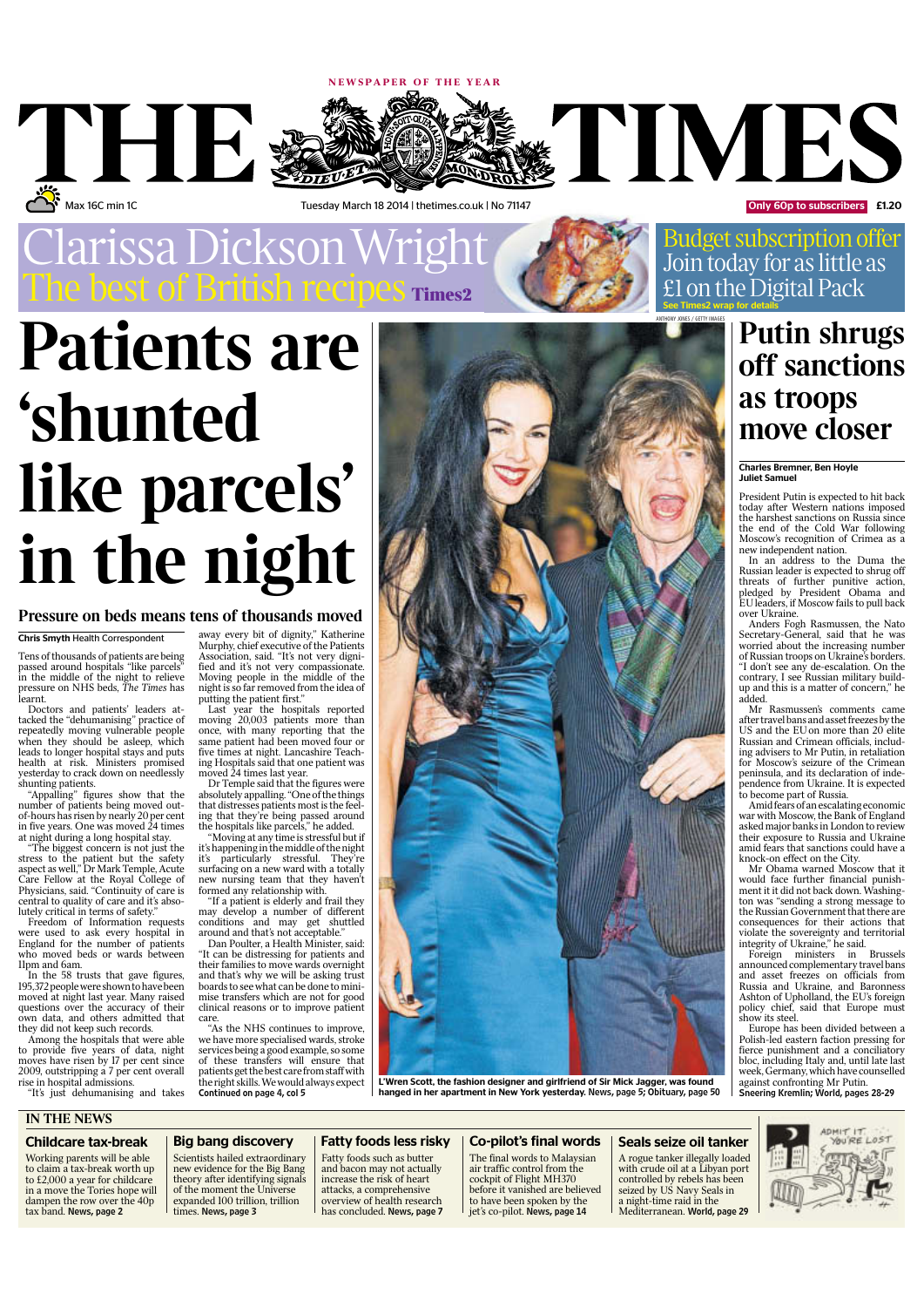NEWSPAPER OF THE YEAR

# THE TIMES

Max 16C min 1C

Tuesday March 18 2014 | thetimes.co.uk | No 71147

Only 60p to subscribers £1.20

Clarissa Dickson Wright
The best of British recipes **Times2**

Budget subscription offer
Join today for as little as £1 on the Digital Pack
See Times2 wrap for details

# Patients are 'shunted like parcels' in the night

## Pressure on beds means tens of thousands moved

**Chris Smyth** Health Correspondent

Tens of thousands of patients are being passed around hospitals "like parcels" in the middle of the night to relieve pressure on NHS beds, *The Times* has learnt.

Doctors and patients' leaders attacked the "dehumanising" practice of repeatedly moving vulnerable people when they should be asleep, which leads to longer hospital stays and puts health at risk. Ministers promised yesterday to crack down on needlessly shunting patients.

"Appalling" figures show that the number of patients being moved out-of-hours has risen by nearly 20 per cent in five years. One was moved 24 times at night during a long hospital stay.

"The biggest concern is not just the stress to the patient but the safety aspect as well," Dr Mark Temple, Acute Care Fellow at the Royal College of Physicians, said. "Continuity of care is central to quality of care and it's absolutely critical in terms of safety."

Freedom of Information requests were used to ask every hospital in England for the number of patients who moved beds or wards between 11pm and 6am.

In the 58 trusts that gave figures, 195,372 people were shown to have been moved at night last year. Many raised questions over the accuracy of their own data, and others admitted that they did not keep such records.

Among the hospitals that were able to provide five years of data, night moves have risen by 17 per cent since 2009, outstripping a 7 per cent overall rise in hospital admissions.

"It's just dehumanising and takes away every bit of dignity," Katherine Murphy, chief executive of the Patients Association, said. "It's not very dignified and it's not very compassionate. Moving people in the middle of the night is so far removed from the idea of putting the patient first."

Last year the hospitals reported moving 20,003 patients more than once, with many reporting that the same patient had been moved four or five times at night. Lancashire Teaching Hospitals said that one patient was moved 24 times last year.

Dr Temple said that the figures were absolutely appalling. "One of the things that distresses patients most is the feeling that they're being passed around the hospitals like parcels," he added.

"Moving at any time is stressful but if it's happening in the middle of the night it's particularly stressful. They're surfacing on a new ward with a totally new nursing team that they haven't formed any relationship with.

"If a patient is elderly and frail they may develop a number of different conditions and may get shuttled around and that's not acceptable."

Dan Poulter, a Health Minister, said: "It can be distressing for patients and their families to move wards overnight and that's why we will be asking trust boards to see what can be done to minimise transfers which are not for good clinical reasons or to improve patient care.

"As the NHS continues to improve, we have more specialised wards, stroke services being a good example, so some of these transfers will ensure that patients get the best care from staff with the right skills. We would always expect

**Continued on page 4, col 5**

ANTHONY JONES / GETTY IMAGES

**L'Wren Scott, the fashion designer and girlfriend of Sir Mick Jagger, was found hanged in her apartment in New York yesterday.** News, page 5; Obituary, page 50

# Putin shrugs off sanctions as troops move closer

**Charles Bremner, Ben Hoyle, Juliet Samuel**

President Putin is expected to hit back today after Western nations imposed the harshest sanctions on Russia since the end of the Cold War following Moscow's recognition of Crimea as a new independent nation.

In an address to the Duma the Russian leader is expected to shrug off threats of further punitive action, pledged by President Obama and EU leaders, if Moscow fails to pull back over Ukraine.

Anders Fogh Rasmussen, the Nato Secretary-General, said that he was worried about the increasing number of Russian troops on Ukraine's borders. "I don't see any de-escalation. On the contrary, I see Russian military build-up and this is a matter of concern," he added.

Mr Rasmussen's comments came after travel bans and asset freezes by the US and the EU on more than 20 elite Russian and Crimean officials, including advisers to Mr Putin, in retaliation for Moscow's seizure of the Crimean peninsula, and its declaration of independence from Ukraine. It is expected to become part of Russia.

Amid fears of an escalating economic war with Moscow, the Bank of England asked major banks in London to review their exposure to Russia and Ukraine amid fears that sanctions could have a knock-on effect on the City.

Mr Obama warned Moscow that it would face further financial punishment it it did not back down. Washington was "sending a strong message to the Russian Government that there are consequences for their actions that violate the sovereignty and territorial integrity of Ukraine," he said.

Foreign ministers in Brussels announced complementary travel bans and asset freezes on officials from Russia and Ukraine, and Baroness Ashton of Upholland, the EU's foreign policy chief, said that Europe must show its steel.

Europe has been divided between a Polish-led eastern faction pressing for fierce punishment and a conciliatory bloc, including Italy and, until late last week, Germany, which have counselled against confronting Mr Putin.

**Sneering Kremlin; World, pages 28-29**

## IN THE NEWS

### Childcare tax-break

Working parents will be able to claim a tax-break worth up to £2,000 a year for childcare in a move the Tories hope will dampen the row over the 40p tax band. **News, page 2**

### Big bang discovery

Scientists hailed extraordinary new evidence for the Big Bang theory after identifying signals of the moment the Universe expanded 100 trillion, trillion times. **News, page 3**

### Fatty foods less risky

Fatty foods such as butter and bacon may not actually increase the risk of heart attacks, a comprehensive overview of health research has concluded. **News, page 7**

### Co-pilot's final words

The final words to Malaysian air traffic control from the cockpit of Flight MH370 before it vanished are believed to have been spoken by the jet's co-pilot. **News, page 14**

### Seals seize oil tanker

A rogue tanker illegally loaded with crude oil at a Libyan port controlled by rebels has been seized by US Navy Seals in a night-time raid in the Mediterranean. **World, page 29**

ADMIT IT YOU'RE LOST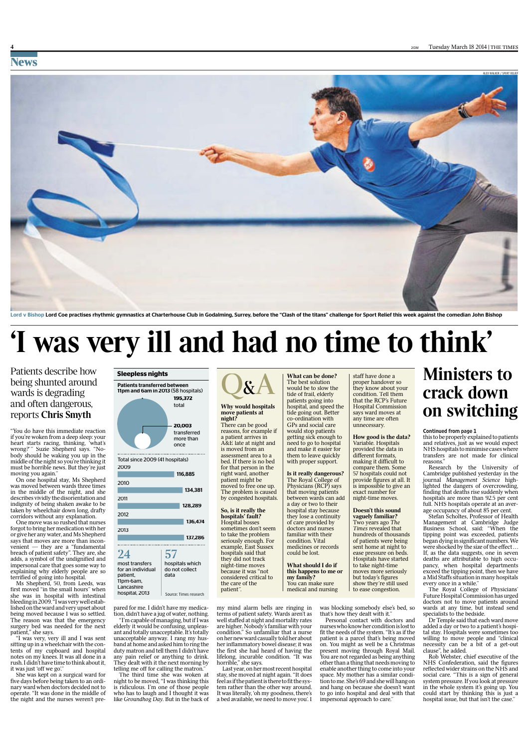Lord v Bishop Lord Coe practises rhythmic gymnastics at Charterhouse Club in Godalming, Surrey, before the "Clash of the titans" challenge for Sport Relief this week against the comedian John Bishop

# 'I was very ill and had no time to think'

Patients describe how being shunted around wards is degrading and often dangerous, reports **Chris Smyth**

"You do have this immediate reaction if you're woken from a deep sleep: your heart starts racing, thinking, 'what's wrong?'" Suzie Shepherd says. "Nobody should be waking you up in the middle of the night so you're thinking it must be horrible news. But they're just moving you again."

On one hospital stay, Ms Shepherd was moved between wards three times in the middle of the night, and she describes vividly the disorientation and indignity of being shaken awake to be taken by wheelchair down long, drafty corridors without any explanation.

One move was so rushed that nurses forgot to bring her medication with her or give her any water, and Ms Shepherd says that moves are more than inconvenient — they are a "fundamental breach of patient safety". They are, she adds, a symbol of the undignified and impersonal care that goes some way to explaining why elderly people are so terrified of going into hospital.

Ms Shepherd, 50, from Leeds, was first moved "in the small hours" when she was in hospital with intestinal bleeding in 2009. "I was very well established on the ward and very upset about being moved because I was so settled. The reason was that the emergency surgery bed was needed for the next patient," she says.

"I was very, very ill and I was sent sitting up in a wheelchair with the contents of my cupboard and hospital notes on my knees. It was all done in a rush. I didn't have time to think about it, it was just 'off we go'."

She was kept on a surgical ward for five days before being taken to an ordinary ward when doctors decided not to operate. "It was done in the middle of the night and the nurses weren't prepared for me. I didn't have my medication, didn't have a jug of water, nothing.

"I'm capable of managing, but if I was elderly it would be confusing, unpleasant and totally unacceptable. It's totally unacceptable anyway. I rang my husband at home and asked him to ring the duty matron and tell them I didn't have any pain relief or anything to drink. They dealt with it the next morning by telling me off for calling the matron."

The third time she was woken at night to be moved, "I was thinking this is ridiculous. I'm one of those people who has to laugh and I thought it was like *Groundhog Day*. But in the back of my mind alarm bells are ringing in terms of patient safety. Wards aren't as well staffed at night and mortality rates are higher. Nobody's familiar with your condition." So unfamiliar that a nurse on her new ward casually told her about her inflammatory bowel disease; it was the first she had heard of having the lifelong, incurable condition. "It was horrible," she says.

Last year, on her most recent hospital stay, she moved at night again. "It does feel as if the patient is there to fit the system rather than the other way around. It was literally, 'oh my goodness, there's a bed available, we need to move you'. I was blocking somebody else's bed, so that's how they dealt with it."

Personal contact with doctors and nurses who know her condition is lost to fit the needs of the system. "It's as if the patient is a parcel that's being moved on. You might as well be a Christmas present moving through Royal Mail. You are not regarded as being anything other than a thing that needs moving to enable another thing to come into your space. My mother has a similar condition to me. She's 69 and she will hang on and hang on because she doesn't want to go into hospital and deal with that impersonal approach to care."

## Sleepless nights

**Patients transferred between 11pm and 6am in 2013** (58 hospitals)

195,372 total

20,003 transferred more than once

Total since 2009 (41 hospitals)

2009
116,885

2010
134,381

2011
128,289

2012
136,474

2013
137,286

**24** most transfers for an individual patient, 11pm-6am, Lancashire hospital, 2013

**57** hospitals which do not collect data

Source: Times research

## Q&A

**Why would hospitals move patients at night?**
There can be good reasons, for example if a patient arrives in A&E late at night and is moved from an assessment area to a bed. If there is no bed for that person in the right ward, another patient might be moved to free one up. The problem is caused by congested hospitals.

**So, is it really the hospitals' fault?**
Hospital bosses sometimes don't seem to take the problem seriously enough. For example, East Sussex hospitals said that they did not track night-time moves because it was "not considered critical to the care of the patient".

**What can be done?**
The best solution would be to slow the tide of frail, elderly patients going into hospital, and speed the tide going out. Better co-ordination with GPs and social care would stop patients getting sick enough to need to go to hospital and make it easier for them to leave quickly with proper support.

**Is it really dangerous?**
The Royal College of Physicians (RCP) says that moving patients between wards can add a day or two to their hospital stay because they lose a continuity of care provided by doctors and nurses familiar with their condition. Vital medicines or records could be lost.

**What should I do if this happens to me or my family?**
You can make sure medical and nursing staff have done a proper handover so they know about your condition. Tell them that the RCP's Future Hospital Commission says ward moves at any time are often unnecessary.

**How good is the data?**
Variable. Hospitals provided the data in different formats, making it difficult to compare them. Some 57 hospitals could not provide figures at all. It is impossible to give an exact number for night-time moves.

**Doesn't this sound vaguely familiar?**
Two years ago *The Times* revealed that hundreds of thousands of patients were being sent home at night to ease pressure on beds. Hospitals have started to take night-time moves more seriously but today's figures show they're still used to ease congestion.

# Ministers to crack down on switching

**Continued from page 1**

this to be properly explained to patients and relatives, just as we would expect NHS hospitals to minimise cases where transfers are not made for clinical reasons."

Research by the University of Cambridge published yesterday in the journal *Management Science* highlighted the dangers of overcrowding, finding that deaths rise suddenly when hospitals are more than 92.5 per cent full. NHS hospitals operate at an average occupancy of about 85 per cent.

Stefan Scholtes, Professor of Health Management at Cambridge Judge Business School, said: "When the tipping point was exceeded, patients began dying in significant numbers. We were shocked by the size of the effect ... If, as the data suggests, one in seven deaths are attributable to high occupancy, when hospital departments exceed the tipping point, then we have a Mid Staffs situation in many hospitals every once in a while."

The Royal College of Physicians' Future Hospital Commission has urged doctors not to move patients around wards at any time, but instead send specialists to the bedside.

Dr Temple said that each ward move added a day or two to a patient's hospital stay. Hospitals were sometimes too willing to move people and "clinical necessity can be a bit of a get-out clause", he added.

Rob Webster, chief executive of the NHS Confederation, said the figures reflected wider strains on the NHS and social care. "This is a sign of general system pressure. If you look at pressure in the whole system it's going up. You could start by thinking this is just a hospital issue, but that isn't the case."